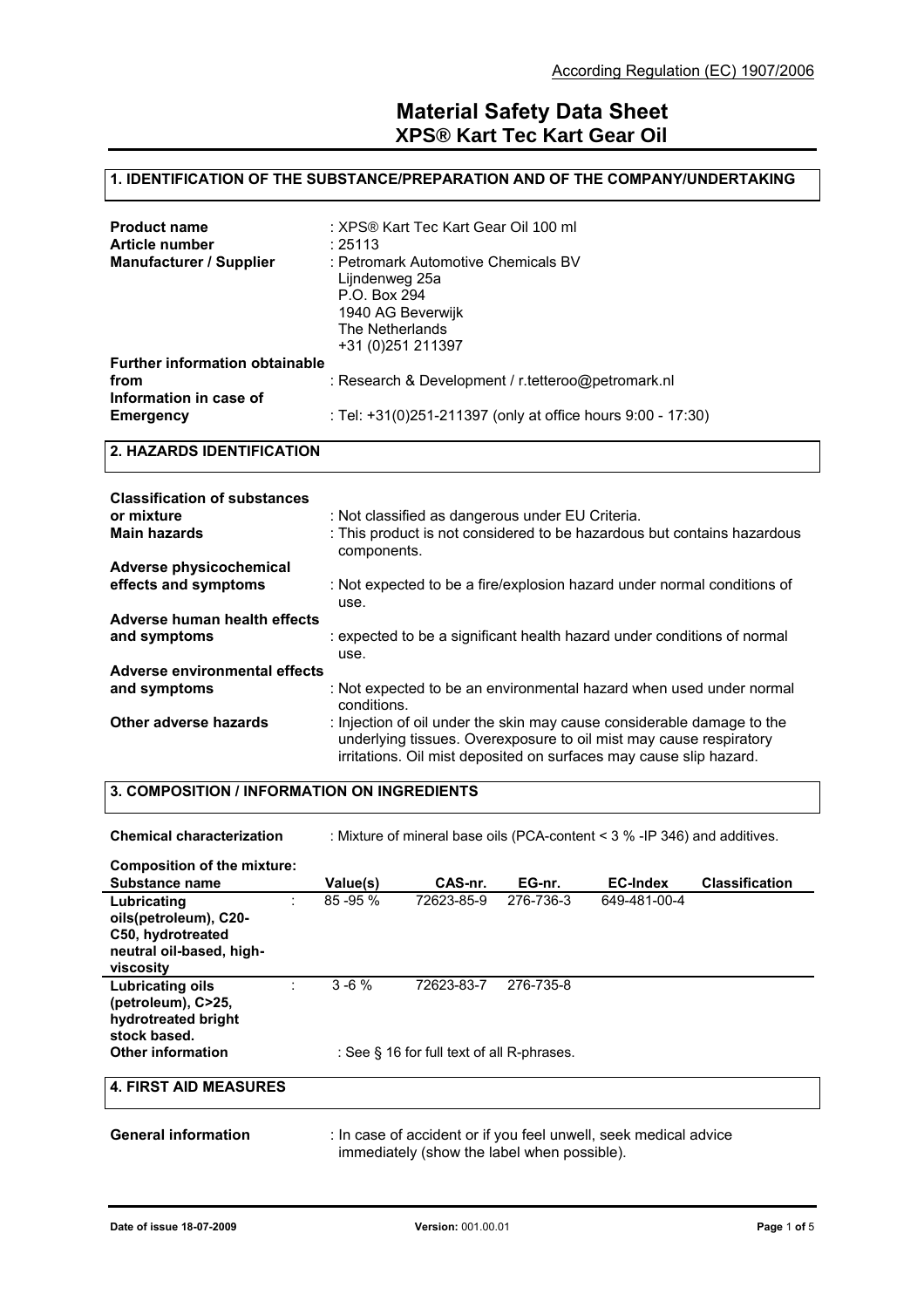According Regulation (EC) 1907/2006

# Material Safety Data Sheet
## XPS® Kart Tec Kart Gear Oil

## 1. IDENTIFICATION OF THE SUBSTANCE/PREPARATION AND OF THE COMPANY/UNDERTAKING

**Product name** : XPS® Kart Tec Kart Gear Oil 100 ml
**Article number** : 25113
**Manufacturer / Supplier** : Petromark Automotive Chemicals BV
Lijndenweg 25a
P.O. Box 294
1940 AG Beverwijk
The Netherlands
+31 (0)251 211397
**Further information obtainable from** : Research & Development / r.tetteroo@petromark.nl
**Information in case of Emergency** : Tel: +31(0)251-211397 (only at office hours 9:00 - 17:30)

## 2. HAZARDS IDENTIFICATION

**Classification of substances or mixture** : Not classified as dangerous under EU Criteria.
**Main hazards** : This product is not considered to be hazardous but contains hazardous components.
**Adverse physicochemical effects and symptoms** : Not expected to be a fire/explosion hazard under normal conditions of use.
**Adverse human health effects and symptoms** : expected to be a significant health hazard under conditions of normal use.
**Adverse environmental effects and symptoms** : Not expected to be an environmental hazard when used under normal conditions.
**Other adverse hazards** : Injection of oil under the skin may cause considerable damage to the underlying tissues. Overexposure to oil mist may cause respiratory irritations. Oil mist deposited on surfaces may cause slip hazard.

## 3. COMPOSITION / INFORMATION ON INGREDIENTS

**Chemical characterization** : Mixture of mineral base oils (PCA-content < 3 % -IP 346) and additives.

**Composition of the mixture:**

| Substance name | Value(s) | CAS-nr. | EG-nr. | EC-Index | Classification |
|---|---|---|---|---|---|
| **Lubricating oils(petroleum), C20-C50, hydrotreated neutral oil-based, high-viscosity** : | 85 -95 % | 72623-85-9 | 276-736-3 | 649-481-00-4 | |
| **Lubricating oils (petroleum), C>25, hydrotreated bright stock based.** : | 3 -6 % | 72623-83-7 | 276-735-8 | | |

**Other information** : See § 16 for full text of all R-phrases.

## 4. FIRST AID MEASURES

**General information** : In case of accident or if you feel unwell, seek medical advice immediately (show the label when possible).

Date of issue 18-07-2009 | Version: 001.00.01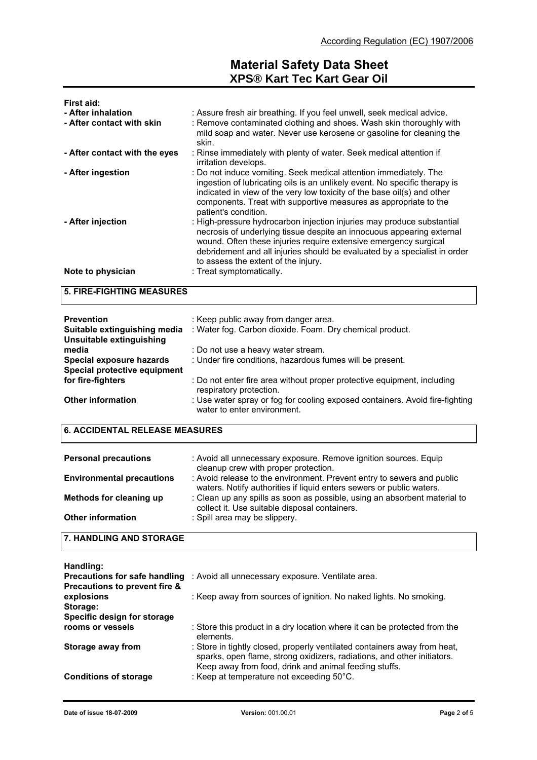**First aid:**

| | |
|---|---|
| **- After inhalation** | : Assure fresh air breathing. If you feel unwell, seek medical advice. |
| **- After contact with skin** | : Remove contaminated clothing and shoes. Wash skin thoroughly with mild soap and water. Never use kerosene or gasoline for cleaning the skin. |
| **- After contact with the eyes** | : Rinse immediately with plenty of water. Seek medical attention if irritation develops. |
| **- After ingestion** | : Do not induce vomiting. Seek medical attention immediately. The ingestion of lubricating oils is an unlikely event. No specific therapy is indicated in view of the very low toxicity of the base oil(s) and other components. Treat with supportive measures as appropriate to the patient's condition. |
| **- After injection** | : High-pressure hydrocarbon injection injuries may produce substantial necrosis of underlying tissue despite an innocuous appearing external wound. Often these injuries require extensive emergency surgical debridement and all injuries should be evaluated by a specialist in order to assess the extent of the injury. |
| **Note to physician** | : Treat symptomatically. |

## 5. FIRE-FIGHTING MEASURES

| | |
|---|---|
| **Prevention** | : Keep public away from danger area. |
| **Suitable extinguishing media** | : Water fog. Carbon dioxide. Foam. Dry chemical product. |
| **Unsuitable extinguishing media** | : Do not use a heavy water stream. |
| **Special exposure hazards** | : Under fire conditions, hazardous fumes will be present. |
| **Special protective equipment for fire-fighters** | : Do not enter fire area without proper protective equipment, including respiratory protection. |
| **Other information** | : Use water spray or fog for cooling exposed containers. Avoid fire-fighting water to enter environment. |

## 6. ACCIDENTAL RELEASE MEASURES

| | |
|---|---|
| **Personal precautions** | : Avoid all unnecessary exposure. Remove ignition sources. Equip cleanup crew with proper protection. |
| **Environmental precautions** | : Avoid release to the environment. Prevent entry to sewers and public waters. Notify authorities if liquid enters sewers or public waters. |
| **Methods for cleaning up** | : Clean up any spills as soon as possible, using an absorbent material to collect it. Use suitable disposal containers. |
| **Other information** | : Spill area may be slippery. |

## 7. HANDLING AND STORAGE

**Handling:**

| | |
|---|---|
| **Precautions for safe handling** | : Avoid all unnecessary exposure. Ventilate area. |
| **Precautions to prevent fire & explosions** | : Keep away from sources of ignition. No naked lights. No smoking. |

**Storage:**

| | |
|---|---|
| **Specific design for storage rooms or vessels** | : Store this product in a dry location where it can be protected from the elements. |
| **Storage away from** | : Store in tightly closed, properly ventilated containers away from heat, sparks, open flame, strong oxidizers, radiations, and other initiators. Keep away from food, drink and animal feeding stuffs. |
| **Conditions of storage** | : Keep at temperature not exceeding 50°C. |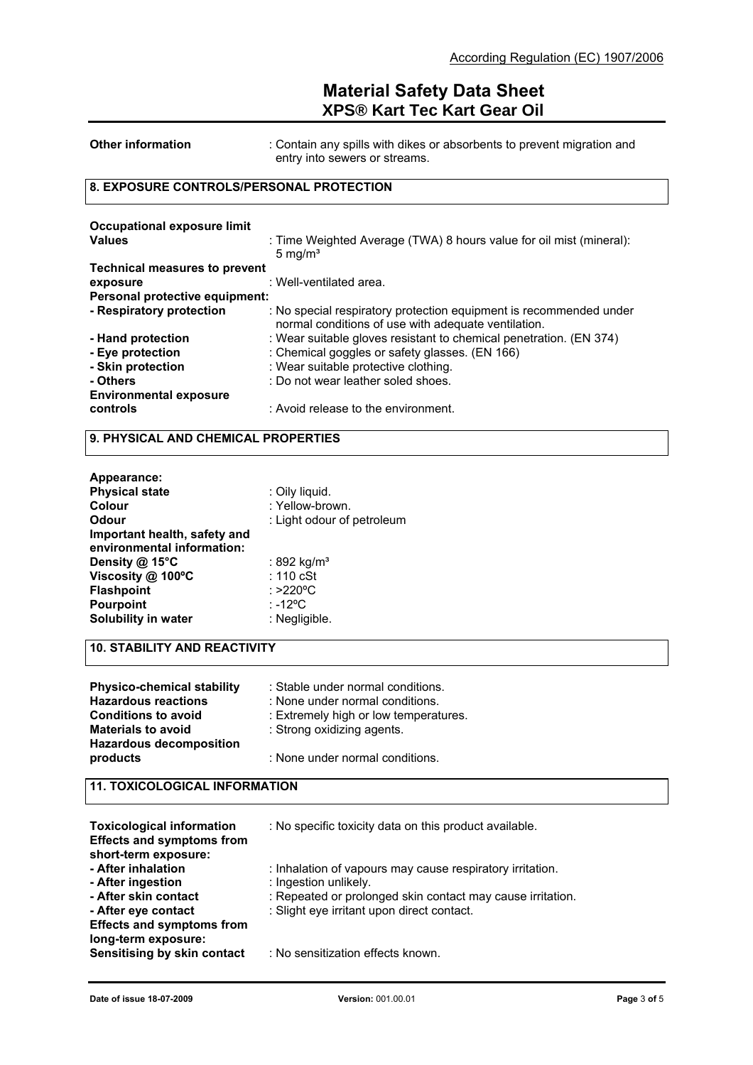| | |
|---|---|
| **Other information** | : Contain any spills with dikes or absorbents to prevent migration and entry into sewers or streams. |

## 8. EXPOSURE CONTROLS/PERSONAL PROTECTION

| | |
|---|---|
| **Occupational exposure limit Values** | : Time Weighted Average (TWA) 8 hours value for oil mist (mineral): 5 mg/m³ |
| **Technical measures to prevent exposure** | : Well-ventilated area. |
| **Personal protective equipment:** | |
| **- Respiratory protection** | : No special respiratory protection equipment is recommended under normal conditions of use with adequate ventilation. |
| **- Hand protection** | : Wear suitable gloves resistant to chemical penetration. (EN 374) |
| **- Eye protection** | : Chemical goggles or safety glasses. (EN 166) |
| **- Skin protection** | : Wear suitable protective clothing. |
| **- Others** | : Do not wear leather soled shoes. |
| **Environmental exposure controls** | : Avoid release to the environment. |

## 9. PHYSICAL AND CHEMICAL PROPERTIES

| | |
|---|---|
| **Appearance:** | |
| **Physical state** | : Oily liquid. |
| **Colour** | : Yellow-brown. |
| **Odour** | : Light odour of petroleum |
| **Important health, safety and environmental information:** | |
| **Density @ 15°C** | : 892 kg/m³ |
| **Viscosity @ 100ºC** | : 110 cSt |
| **Flashpoint** | : >220ºC |
| **Pourpoint** | : -12ºC |
| **Solubility in water** | : Negligible. |

## 10. STABILITY AND REACTIVITY

| | |
|---|---|
| **Physico-chemical stability** | : Stable under normal conditions. |
| **Hazardous reactions** | : None under normal conditions. |
| **Conditions to avoid** | : Extremely high or low temperatures. |
| **Materials to avoid** | : Strong oxidizing agents. |
| **Hazardous decomposition products** | : None under normal conditions. |

## 11. TOXICOLOGICAL INFORMATION

| | |
|---|---|
| **Toxicological information** | : No specific toxicity data on this product available. |
| **Effects and symptoms from short-term exposure:** | |
| **- After inhalation** | : Inhalation of vapours may cause respiratory irritation. |
| **- After ingestion** | : Ingestion unlikely. |
| **- After skin contact** | : Repeated or prolonged skin contact may cause irritation. |
| **- After eye contact** | : Slight eye irritant upon direct contact. |
| **Effects and symptoms from long-term exposure:** | |
| **Sensitising by skin contact** | : No sensitization effects known. |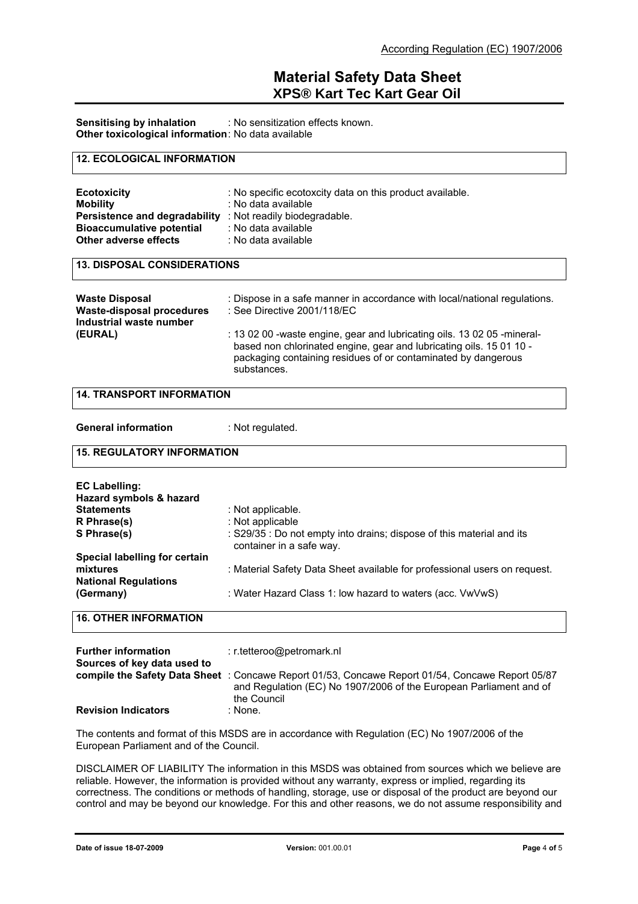**Sensitising by inhalation** : No sensitization effects known.
**Other toxicological information**: No data available

## 12. ECOLOGICAL INFORMATION

**Ecotoxicity** : No specific ecotoxcity data on this product available.
**Mobility** : No data available
**Persistence and degradability** : Not readily biodegradable.
**Bioaccumulative potential** : No data available
**Other adverse effects** : No data available

## 13. DISPOSAL CONSIDERATIONS

**Waste Disposal** : Dispose in a safe manner in accordance with local/national regulations.
**Waste-disposal procedures** : See Directive 2001/118/EC
**Industrial waste number (EURAL)** : 13 02 00 -waste engine, gear and lubricating oils. 13 02 05 -mineral-based non chlorinated engine, gear and lubricating oils. 15 01 10 -packaging containing residues of or contaminated by dangerous substances.

## 14. TRANSPORT INFORMATION

**General information** : Not regulated.

## 15. REGULATORY INFORMATION

**EC Labelling:**
**Hazard symbols & hazard Statements** : Not applicable.
**R Phrase(s)** : Not applicable
**S Phrase(s)** : S29/35 : Do not empty into drains; dispose of this material and its container in a safe way.
**Special labelling for certain mixtures** : Material Safety Data Sheet available for professional users on request.
**National Regulations (Germany)** : Water Hazard Class 1: low hazard to waters (acc. VwVwS)

## 16. OTHER INFORMATION

**Further information** : r.tetteroo@petromark.nl
**Sources of key data used to compile the Safety Data Sheet** : Concawe Report 01/53, Concawe Report 01/54, Concawe Report 05/87 and Regulation (EC) No 1907/2006 of the European Parliament and of the Council
**Revision Indicators** : None.

The contents and format of this MSDS are in accordance with Regulation (EC) No 1907/2006 of the European Parliament and of the Council.

DISCLAIMER OF LIABILITY The information in this MSDS was obtained from sources which we believe are reliable. However, the information is provided without any warranty, express or implied, regarding its correctness. The conditions or methods of handling, storage, use or disposal of the product are beyond our control and may be beyond our knowledge. For this and other reasons, we do not assume responsibility and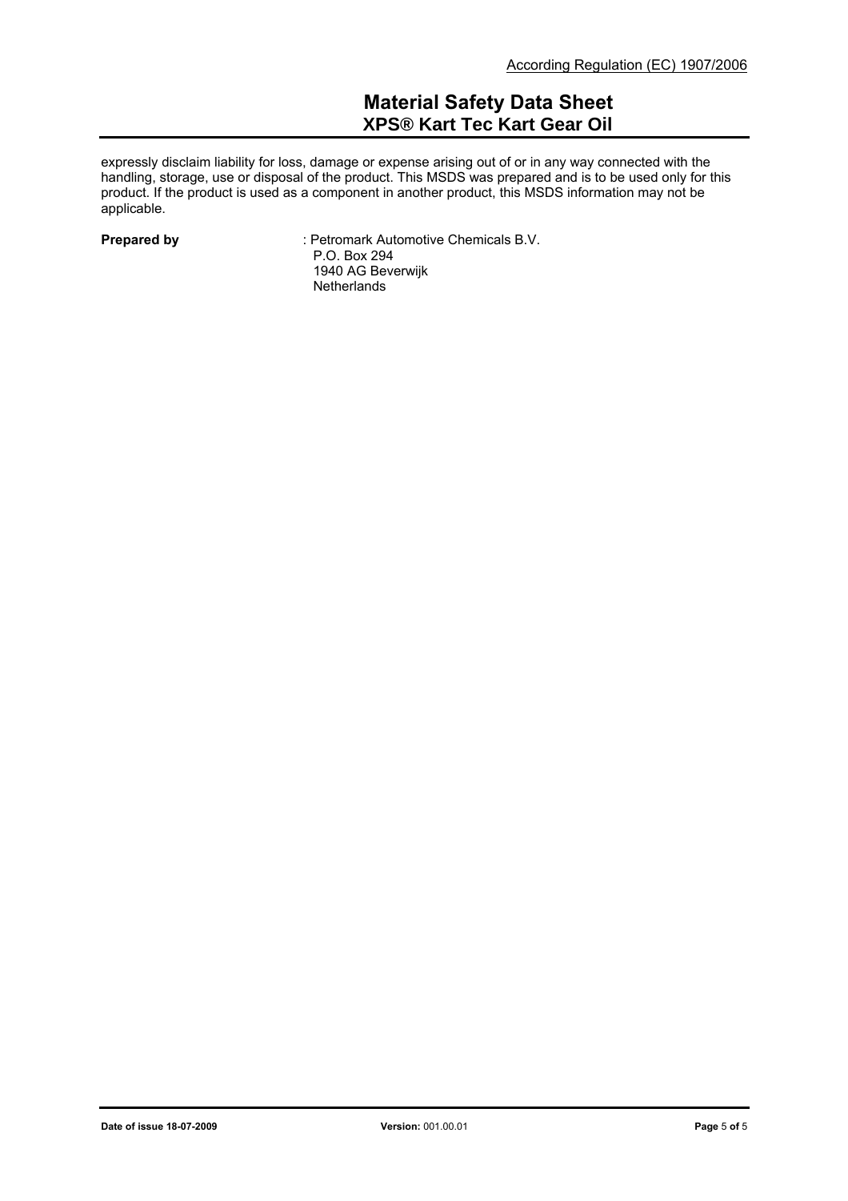expressly disclaim liability for loss, damage or expense arising out of or in any way connected with the handling, storage, use or disposal of the product. This MSDS was prepared and is to be used only for this product. If the product is used as a component in another product, this MSDS information may not be applicable.

**Prepared by** : Petromark Automotive Chemicals B.V.
P.O. Box 294
1940 AG Beverwijk
Netherlands